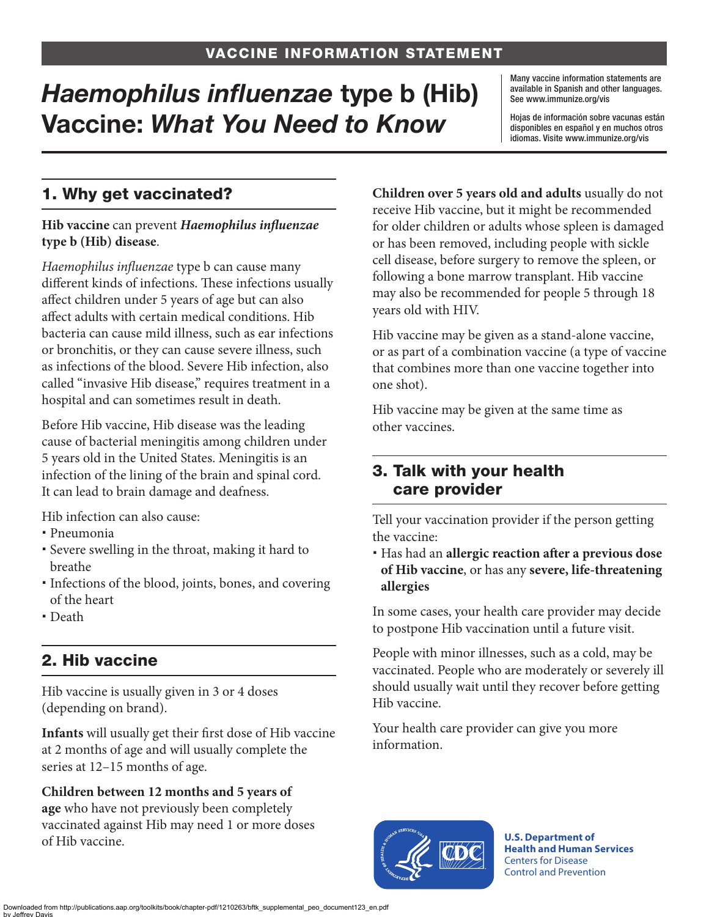VACCINE INFORMATION STATEMENT

# *Haemophilus influenzae* type b (Hib) Vaccine: *What You Need to Know*

Many vaccine information statements are available in Spanish and other languages. See www.immunize.org/vis

Hojas de información sobre vacunas están disponibles en español y en muchos otros idiomas. Visite www.immunize.org/vis

## 1. Why get vaccinated?

**Hib vaccine** can prevent ***Haemophilus influenzae* type b (Hib) disease**.

*Haemophilus influenzae* type b can cause many different kinds of infections. These infections usually affect children under 5 years of age but can also affect adults with certain medical conditions. Hib bacteria can cause mild illness, such as ear infections or bronchitis, or they can cause severe illness, such as infections of the blood. Severe Hib infection, also called "invasive Hib disease," requires treatment in a hospital and can sometimes result in death.

Before Hib vaccine, Hib disease was the leading cause of bacterial meningitis among children under 5 years old in the United States. Meningitis is an infection of the lining of the brain and spinal cord. It can lead to brain damage and deafness.

Hib infection can also cause:

- Pneumonia
- Severe swelling in the throat, making it hard to breathe
- Infections of the blood, joints, bones, and covering of the heart
- Death

## 2. Hib vaccine

Hib vaccine is usually given in 3 or 4 doses (depending on brand).

**Infants** will usually get their first dose of Hib vaccine at 2 months of age and will usually complete the series at 12–15 months of age.

**Children between 12 months and 5 years of age** who have not previously been completely vaccinated against Hib may need 1 or more doses of Hib vaccine.

**Children over 5 years old and adults** usually do not receive Hib vaccine, but it might be recommended for older children or adults whose spleen is damaged or has been removed, including people with sickle cell disease, before surgery to remove the spleen, or following a bone marrow transplant. Hib vaccine may also be recommended for people 5 through 18 years old with HIV.

Hib vaccine may be given as a stand-alone vaccine, or as part of a combination vaccine (a type of vaccine that combines more than one vaccine together into one shot).

Hib vaccine may be given at the same time as other vaccines.

## 3. Talk with your health care provider

Tell your vaccination provider if the person getting the vaccine:

- Has had an **allergic reaction after a previous dose of Hib vaccine**, or has any **severe, life-threatening allergies**

In some cases, your health care provider may decide to postpone Hib vaccination until a future visit.

People with minor illnesses, such as a cold, may be vaccinated. People who are moderately or severely ill should usually wait until they recover before getting Hib vaccine.

Your health care provider can give you more information.

U.S. Department of Health and Human Services
Centers for Disease Control and Prevention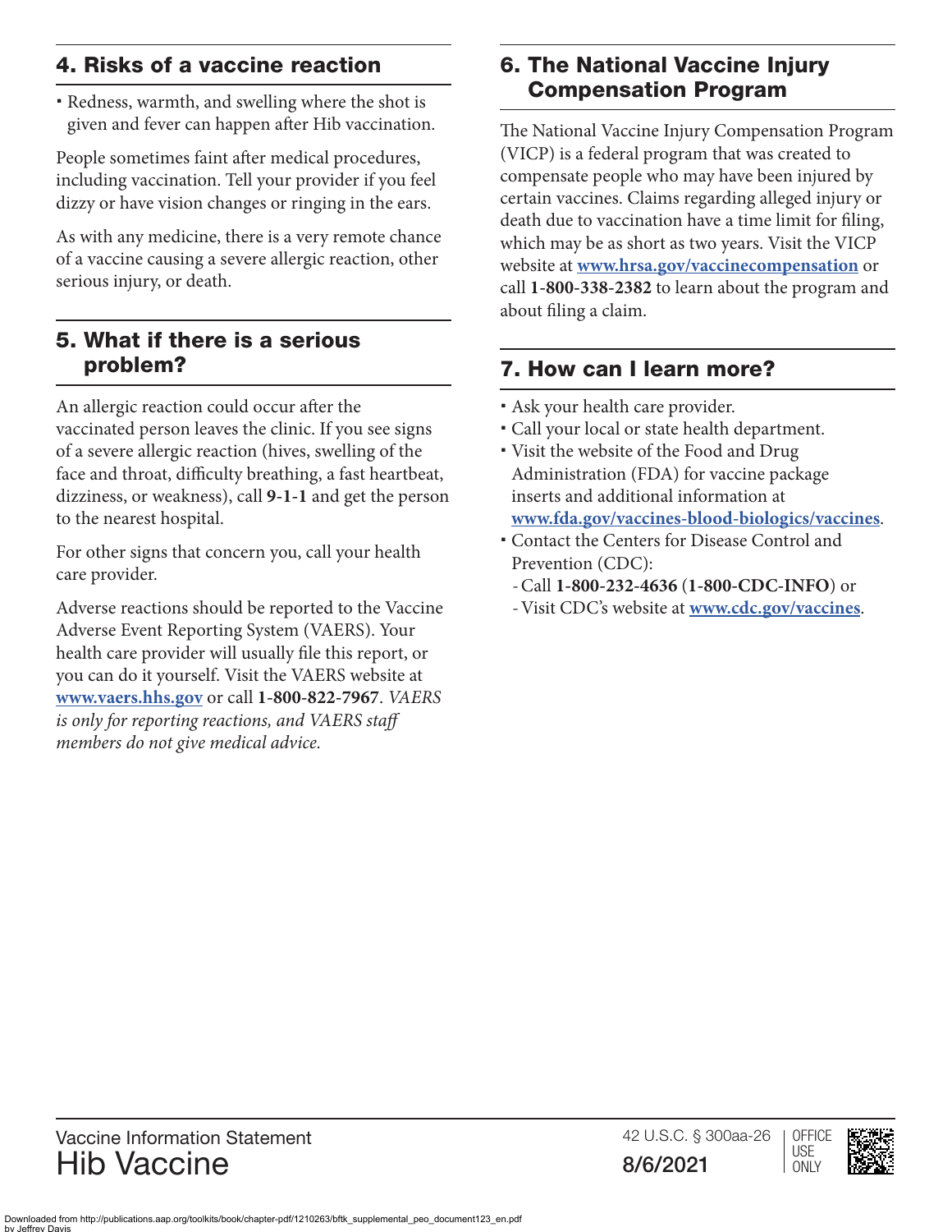## 4. Risks of a vaccine reaction

- Redness, warmth, and swelling where the shot is given and fever can happen after Hib vaccination.

People sometimes faint after medical procedures, including vaccination. Tell your provider if you feel dizzy or have vision changes or ringing in the ears.

As with any medicine, there is a very remote chance of a vaccine causing a severe allergic reaction, other serious injury, or death.

## 5. What if there is a serious problem?

An allergic reaction could occur after the vaccinated person leaves the clinic. If you see signs of a severe allergic reaction (hives, swelling of the face and throat, difficulty breathing, a fast heartbeat, dizziness, or weakness), call **9-1-1** and get the person to the nearest hospital.

For other signs that concern you, call your health care provider.

Adverse reactions should be reported to the Vaccine Adverse Event Reporting System (VAERS). Your health care provider will usually file this report, or you can do it yourself. Visit the VAERS website at **www.vaers.hhs.gov** or call **1-800-822-7967**. *VAERS is only for reporting reactions, and VAERS staff members do not give medical advice.*

## 6. The National Vaccine Injury Compensation Program

The National Vaccine Injury Compensation Program (VICP) is a federal program that was created to compensate people who may have been injured by certain vaccines. Claims regarding alleged injury or death due to vaccination have a time limit for filing, which may be as short as two years. Visit the VICP website at **www.hrsa.gov/vaccinecompensation** or call **1-800-338-2382** to learn about the program and about filing a claim.

## 7. How can I learn more?

- Ask your health care provider.
- Call your local or state health department.
- Visit the website of the Food and Drug Administration (FDA) for vaccine package inserts and additional information at **www.fda.gov/vaccines-blood-biologics/vaccines**.
- Contact the Centers for Disease Control and Prevention (CDC):
  - Call **1-800-232-4636** (**1-800-CDC-INFO**) or
  - Visit CDC's website at **www.cdc.gov/vaccines**.

Vaccine Information Statement

Hib Vaccine

42 U.S.C. § 300aa-26

**8/6/2021**

OFFICE USE ONLY